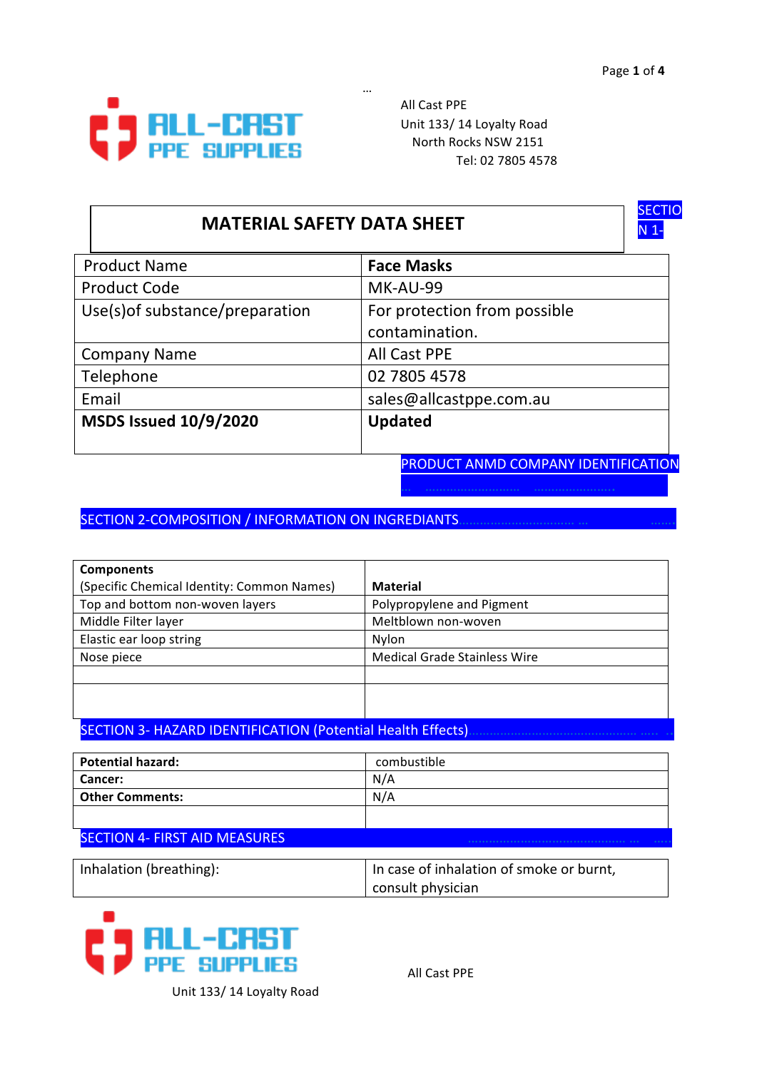All Cast PPE
Unit 133/ 14 Loyalty Road
North Rocks NSW 2151
Tel: 02 7805 4578

# MATERIAL SAFETY DATA SHEET

SECTION 1- PRODUCT ANMD COMPANY IDENTIFICATION

| Product Name | **Face Masks** |
|---|---|
| Product Code | MK-AU-99 |
| Use(s)of substance/preparation | For protection from possible contamination. |
| Company Name | All Cast PPE |
| Telephone | 02 7805 4578 |
| Email | sales@allcastppe.com.au |
| **MSDS Issued 10/9/2020** | **Updated** |

## SECTION 2-COMPOSITION / INFORMATION ON INGREDIANTS

| **Components** (Specific Chemical Identity: Common Names) | **Material** |
|---|---|
| Top and bottom non-woven layers | Polypropylene and Pigment |
| Middle Filter layer | Meltblown non-woven |
| Elastic ear loop string | Nylon |
| Nose piece | Medical Grade Stainless Wire |
| | |
| | |

## SECTION 3- HAZARD IDENTIFICATION (Potential Health Effects)

| **Potential hazard:** | combustible |
|---|---|
| **Cancer:** | N/A |
| **Other Comments:** | N/A |
| | |

## SECTION 4- FIRST AID MEASURES

| Inhalation (breathing): | In case of inhalation of smoke or burnt, consult physician |
|---|---|

All Cast PPE
Unit 133/ 14 Loyalty Road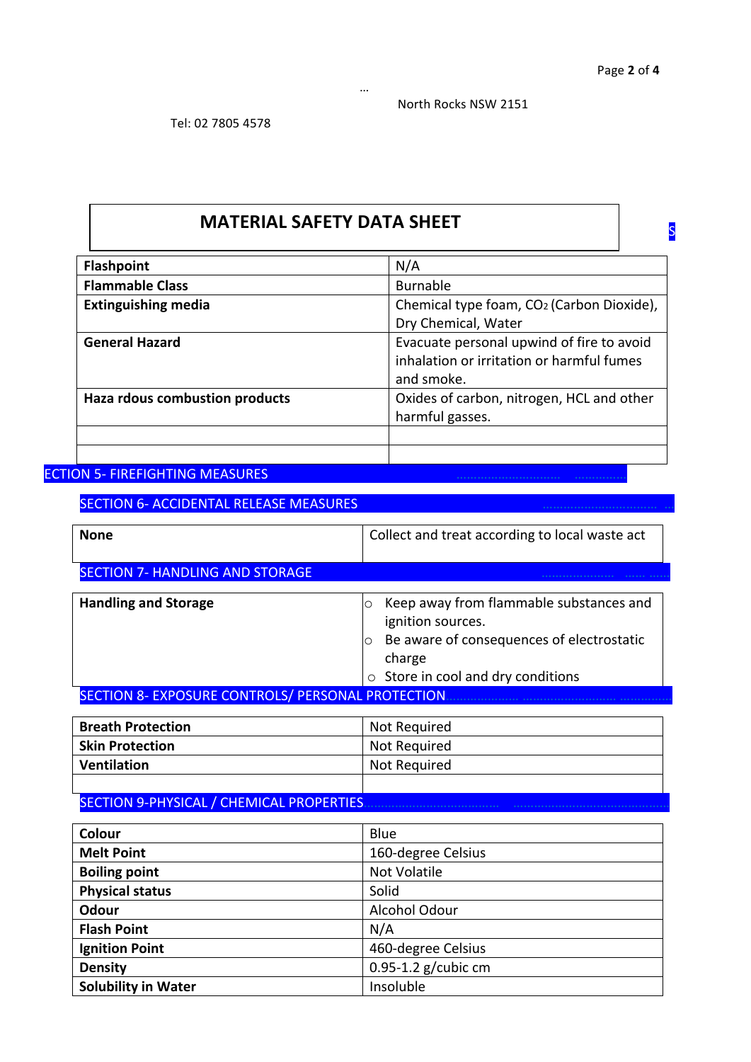…

North Rocks NSW 2151

Tel: 02 7805 4578

# MATERIAL SAFETY DATA SHEET

S

| Flashpoint | N/A |
|---|---|
| **Flammable Class** | Burnable |
| **Extinguishing media** | Chemical type foam, $CO_2$ (Carbon Dioxide), Dry Chemical, Water |
| **General Hazard** | Evacuate personal upwind of fire to avoid inhalation or irritation or harmful fumes and smoke. |
| **Haza rdous combustion products** | Oxides of carbon, nitrogen, HCL and other harmful gasses. |
| | |
| | |

## ECTION 5- FIREFIGHTING MEASURES

## SECTION 6- ACCIDENTAL RELEASE MEASURES

| None | Collect and treat according to local waste act |
|---|---|

## SECTION 7- HANDLING AND STORAGE

| Handling and Storage | ○ Keep away from flammable substances and ignition sources.<br>○ Be aware of consequences of electrostatic charge<br>○ Store in cool and dry conditions |
|---|---|

## SECTION 8- EXPOSURE CONTROLS/ PERSONAL PROTECTION

| Breath Protection | Not Required |
|---|---|
| **Skin Protection** | Not Required |
| **Ventilation** | Not Required |
| | |

## SECTION 9-PHYSICAL / CHEMICAL PROPERTIES

| Colour | Blue |
|---|---|
| **Melt Point** | 160-degree Celsius |
| **Boiling point** | Not Volatile |
| **Physical status** | Solid |
| **Odour** | Alcohol Odour |
| **Flash Point** | N/A |
| **Ignition Point** | 460-degree Celsius |
| **Density** | 0.95-1.2 g/cubic cm |
| **Solubility in Water** | Insoluble |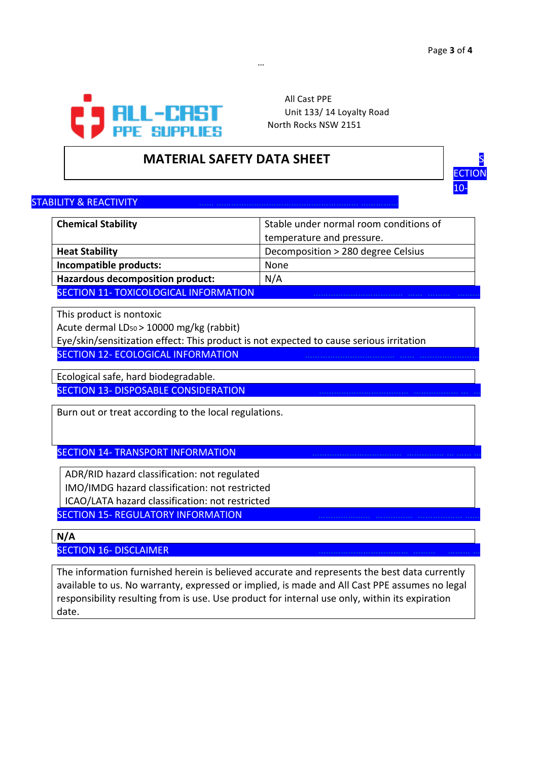All Cast PPE
Unit 133/ 14 Loyalty Road
North Rocks NSW 2151

# MATERIAL SAFETY DATA SHEET

## SECTION 10- STABILITY & REACTIVITY

| | |
|---|---|
| **Chemical Stability** | Stable under normal room conditions of temperature and pressure. |
| **Heat Stability** | Decomposition > 280 degree Celsius |
| **Incompatible products:** | None |
| **Hazardous decomposition product:** | N/A |

## SECTION 11- TOXICOLOGICAL INFORMATION

This product is nontoxic
Acute dermal $LD_{50}$ > 10000 mg/kg (rabbit)
Eye/skin/sensitization effect: This product is not expected to cause serious irritation

## SECTION 12- ECOLOGICAL INFORMATION

Ecological safe, hard biodegradable.

## SECTION 13- DISPOSABLE CONSIDERATION

Burn out or treat according to the local regulations.

## SECTION 14- TRANSPORT INFORMATION

ADR/RID hazard classification: not regulated
IMO/IMDG hazard classification: not restricted
ICAO/LATA hazard classification: not restricted

## SECTION 15- REGULATORY INFORMATION

**N/A**

## SECTION 16- DISCLAIMER

The information furnished herein is believed accurate and represents the best data currently available to us. No warranty, expressed or implied, is made and All Cast PPE assumes no legal responsibility resulting from is use. Use product for internal use only, within its expiration date.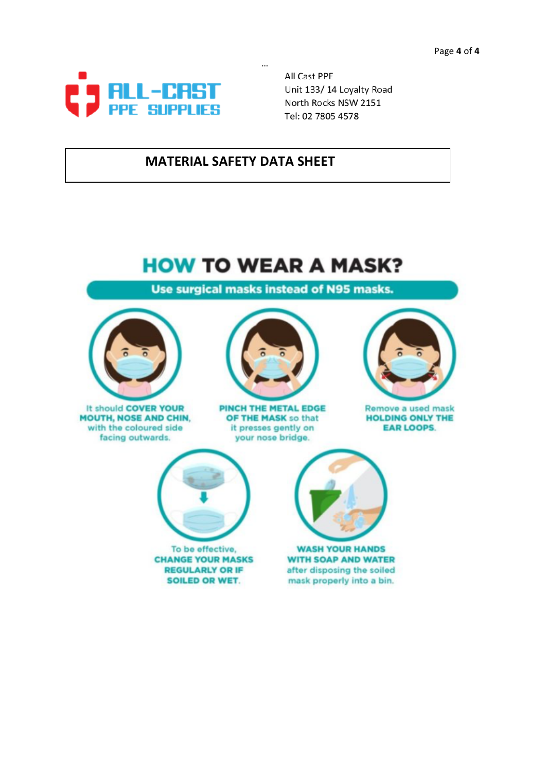All Cast PPE
Unit 133/ 14 Loyalty Road
North Rocks NSW 2151
Tel: 02 7805 4578

# MATERIAL SAFETY DATA SHEET

## HOW TO WEAR A MASK?

**Use surgical masks instead of N95 masks.**

It should **COVER YOUR MOUTH, NOSE AND CHIN,** with the coloured side facing outwards.

**PINCH THE METAL EDGE OF THE MASK** so that it presses gently on your nose bridge.

Remove a used mask **HOLDING ONLY THE EAR LOOPS.**

To be effective, **CHANGE YOUR MASKS REGULARLY OR IF SOILED OR WET.**

**WASH YOUR HANDS WITH SOAP AND WATER** after disposing the soiled mask properly into a bin.